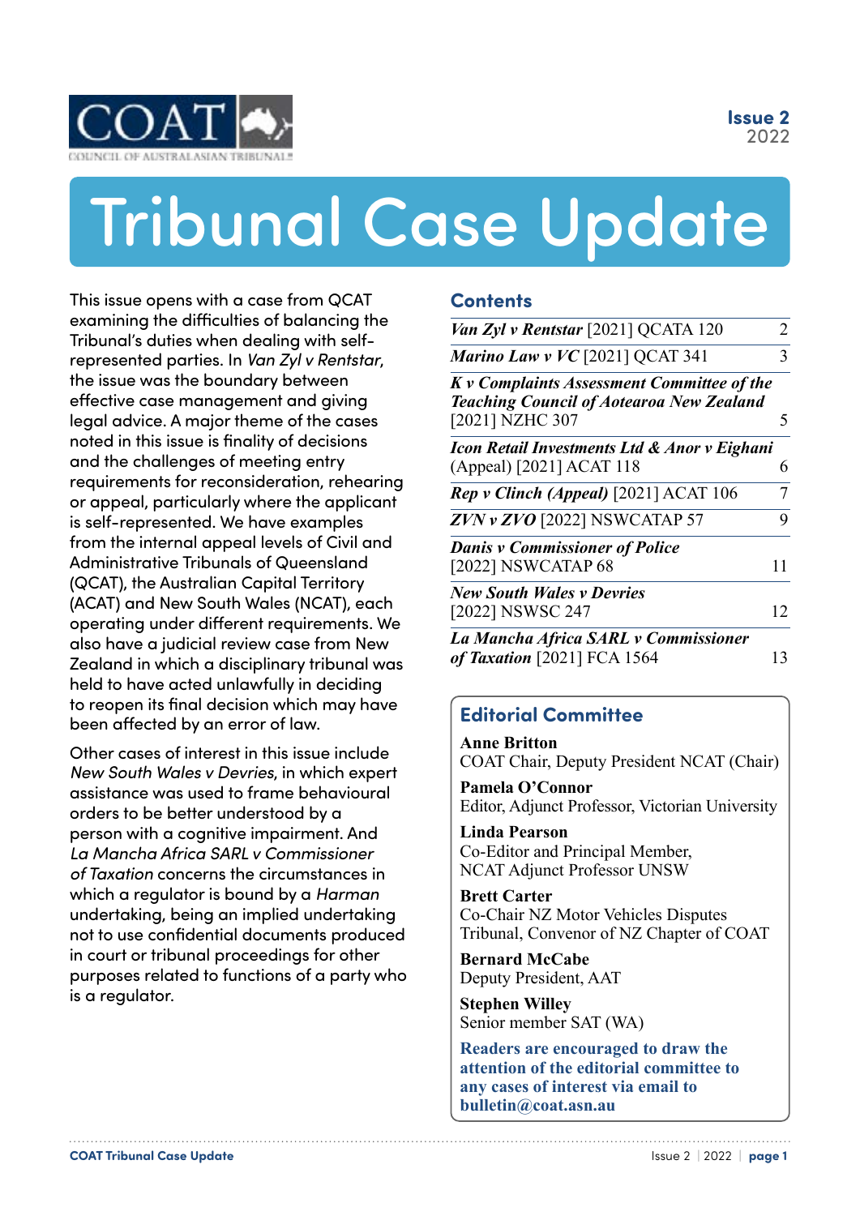COAT

COUNCIL OF AUSTRALASIAN TRIBUNALS

**Issue 2**
2022

# Tribunal Case Update

This issue opens with a case from QCAT examining the difficulties of balancing the Tribunal's duties when dealing with self-represented parties. In *Van Zyl v Rentstar*, the issue was the boundary between effective case management and giving legal advice. A major theme of the cases noted in this issue is finality of decisions and the challenges of meeting entry requirements for reconsideration, rehearing or appeal, particularly where the applicant is self-represented. We have examples from the internal appeal levels of Civil and Administrative Tribunals of Queensland (QCAT), the Australian Capital Territory (ACAT) and New South Wales (NCAT), each operating under different requirements. We also have a judicial review case from New Zealand in which a disciplinary tribunal was held to have acted unlawfully in deciding to reopen its final decision which may have been affected by an error of law.

Other cases of interest in this issue include *New South Wales v Devries*, in which expert assistance was used to frame behavioural orders to be better understood by a person with a cognitive impairment. And *La Mancha Africa SARL v Commissioner of Taxation* concerns the circumstances in which a regulator is bound by a *Harman* undertaking, being an implied undertaking not to use confidential documents produced in court or tribunal proceedings for other purposes related to functions of a party who is a regulator.

## Contents

| | |
|---|---|
| ***Van Zyl v Rentstar*** [2021] QCATA 120 | 2 |
| ***Marino Law v VC*** [2021] QCAT 341 | 3 |
| ***K v Complaints Assessment Committee of the Teaching Council of Aotearoa New Zealand*** [2021] NZHC 307 | 5 |
| ***Icon Retail Investments Ltd & Anor v Eighani*** (Appeal) [2021] ACAT 118 | 6 |
| ***Rep v Clinch (Appeal)*** [2021] ACAT 106 | 7 |
| ***ZVN v ZVO*** [2022] NSWCATAP 57 | 9 |
| ***Danis v Commissioner of Police*** [2022] NSWCATAP 68 | 11 |
| ***New South Wales v Devries*** [2022] NSWSC 247 | 12 |
| ***La Mancha Africa SARL v Commissioner of Taxation*** [2021] FCA 1564 | 13 |

## Editorial Committee

**Anne Britton**
COAT Chair, Deputy President NCAT (Chair)

**Pamela O'Connor**
Editor, Adjunct Professor, Victorian University

**Linda Pearson**
Co-Editor and Principal Member, NCAT Adjunct Professor UNSW

**Brett Carter**
Co-Chair NZ Motor Vehicles Disputes Tribunal, Convenor of NZ Chapter of COAT

**Bernard McCabe**
Deputy President, AAT

**Stephen Willey**
Senior member SAT (WA)

**Readers are encouraged to draw the attention of the editorial committee to any cases of interest via email to bulletin@coat.asn.au**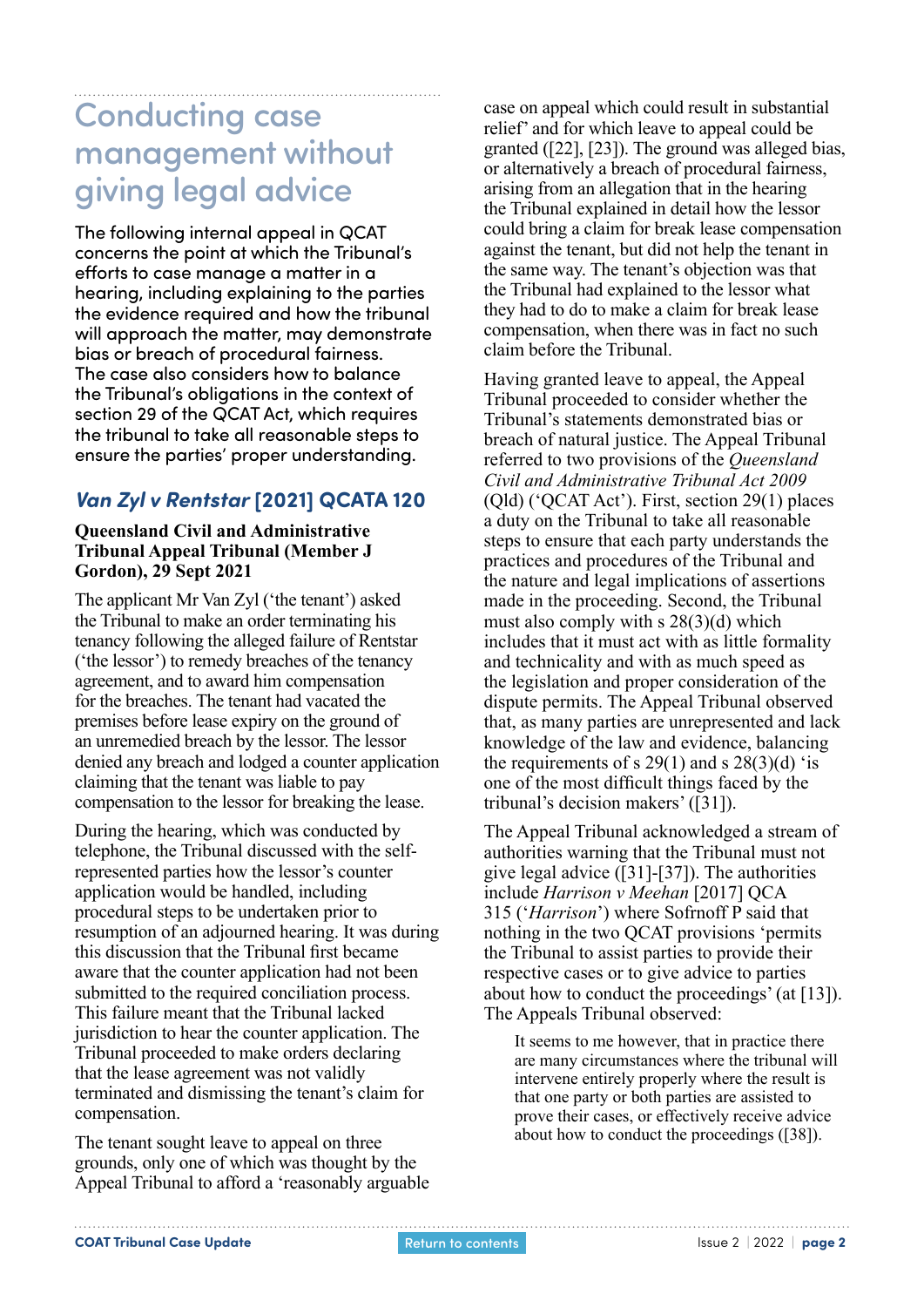# Conducting case management without giving legal advice

The following internal appeal in QCAT concerns the point at which the Tribunal's efforts to case manage a matter in a hearing, including explaining to the parties the evidence required and how the tribunal will approach the matter, may demonstrate bias or breach of procedural fairness. The case also considers how to balance the Tribunal's obligations in the context of section 29 of the QCAT Act, which requires the tribunal to take all reasonable steps to ensure the parties' proper understanding.

## *Van Zyl v Rentstar* [2021] QCATA 120

**Queensland Civil and Administrative Tribunal Appeal Tribunal (Member J Gordon), 29 Sept 2021**

The applicant Mr Van Zyl ('the tenant') asked the Tribunal to make an order terminating his tenancy following the alleged failure of Rentstar ('the lessor') to remedy breaches of the tenancy agreement, and to award him compensation for the breaches. The tenant had vacated the premises before lease expiry on the ground of an unremedied breach by the lessor. The lessor denied any breach and lodged a counter application claiming that the tenant was liable to pay compensation to the lessor for breaking the lease.

During the hearing, which was conducted by telephone, the Tribunal discussed with the self-represented parties how the lessor's counter application would be handled, including procedural steps to be undertaken prior to resumption of an adjourned hearing. It was during this discussion that the Tribunal first became aware that the counter application had not been submitted to the required conciliation process. This failure meant that the Tribunal lacked jurisdiction to hear the counter application. The Tribunal proceeded to make orders declaring that the lease agreement was not validly terminated and dismissing the tenant's claim for compensation.

The tenant sought leave to appeal on three grounds, only one of which was thought by the Appeal Tribunal to afford a 'reasonably arguable case on appeal which could result in substantial relief' and for which leave to appeal could be granted ([22], [23]). The ground was alleged bias, or alternatively a breach of procedural fairness, arising from an allegation that in the hearing the Tribunal explained in detail how the lessor could bring a claim for break lease compensation against the tenant, but did not help the tenant in the same way. The tenant's objection was that the Tribunal had explained to the lessor what they had to do to make a claim for break lease compensation, when there was in fact no such claim before the Tribunal.

Having granted leave to appeal, the Appeal Tribunal proceeded to consider whether the Tribunal's statements demonstrated bias or breach of natural justice. The Appeal Tribunal referred to two provisions of the *Queensland Civil and Administrative Tribunal Act 2009* (Qld) ('QCAT Act'). First, section 29(1) places a duty on the Tribunal to take all reasonable steps to ensure that each party understands the practices and procedures of the Tribunal and the nature and legal implications of assertions made in the proceeding. Second, the Tribunal must also comply with s 28(3)(d) which includes that it must act with as little formality and technicality and with as much speed as the legislation and proper consideration of the dispute permits. The Appeal Tribunal observed that, as many parties are unrepresented and lack knowledge of the law and evidence, balancing the requirements of s 29(1) and s 28(3)(d) 'is one of the most difficult things faced by the tribunal's decision makers' ([31]).

The Appeal Tribunal acknowledged a stream of authorities warning that the Tribunal must not give legal advice ([31]-[37]). The authorities include *Harrison v Meehan* [2017] QCA 315 ('*Harrison*') where Sofronoff P said that nothing in the two QCAT provisions 'permits the Tribunal to assist parties to provide their respective cases or to give advice to parties about how to conduct the proceedings' (at [13]). The Appeals Tribunal observed:

> It seems to me however, that in practice there are many circumstances where the tribunal will intervene entirely properly where the result is that one party or both parties are assisted to prove their cases, or effectively receive advice about how to conduct the proceedings ([38]).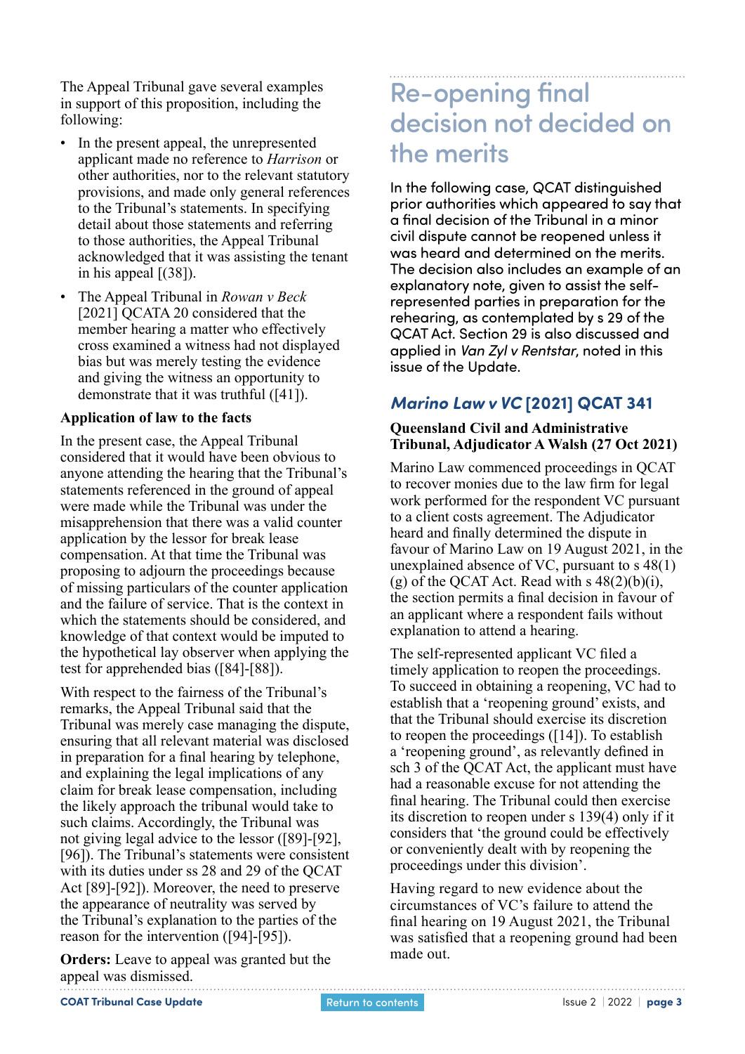The Appeal Tribunal gave several examples in support of this proposition, including the following:

- In the present appeal, the unrepresented applicant made no reference to *Harrison* or other authorities, nor to the relevant statutory provisions, and made only general references to the Tribunal's statements. In specifying detail about those statements and referring to those authorities, the Appeal Tribunal acknowledged that it was assisting the tenant in his appeal [(38]).
- The Appeal Tribunal in *Rowan v Beck* [2021] QCATA 20 considered that the member hearing a matter who effectively cross examined a witness had not displayed bias but was merely testing the evidence and giving the witness an opportunity to demonstrate that it was truthful ([41]).

**Application of law to the facts**

In the present case, the Appeal Tribunal considered that it would have been obvious to anyone attending the hearing that the Tribunal's statements referenced in the ground of appeal were made while the Tribunal was under the misapprehension that there was a valid counter application by the lessor for break lease compensation. At that time the Tribunal was proposing to adjourn the proceedings because of missing particulars of the counter application and the failure of service. That is the context in which the statements should be considered, and knowledge of that context would be imputed to the hypothetical lay observer when applying the test for apprehended bias ([84]-[88]).

With respect to the fairness of the Tribunal's remarks, the Appeal Tribunal said that the Tribunal was merely case managing the dispute, ensuring that all relevant material was disclosed in preparation for a final hearing by telephone, and explaining the legal implications of any claim for break lease compensation, including the likely approach the tribunal would take to such claims. Accordingly, the Tribunal was not giving legal advice to the lessor ([89]-[92], [96]). The Tribunal's statements were consistent with its duties under ss 28 and 29 of the QCAT Act [89]-[92]). Moreover, the need to preserve the appearance of neutrality was served by the Tribunal's explanation to the parties of the reason for the intervention ([94]-[95]).

**Orders:** Leave to appeal was granted but the appeal was dismissed.

## Re-opening final decision not decided on the merits

In the following case, QCAT distinguished prior authorities which appeared to say that a final decision of the Tribunal in a minor civil dispute cannot be reopened unless it was heard and determined on the merits. The decision also includes an example of an explanatory note, given to assist the self-represented parties in preparation for the rehearing, as contemplated by s 29 of the QCAT Act. Section 29 is also discussed and applied in *Van Zyl v Rentstar*, noted in this issue of the Update.

### *Marino Law v VC* [2021] QCAT 341

**Queensland Civil and Administrative Tribunal, Adjudicator A Walsh (27 Oct 2021)**

Marino Law commenced proceedings in QCAT to recover monies due to the law firm for legal work performed for the respondent VC pursuant to a client costs agreement. The Adjudicator heard and finally determined the dispute in favour of Marino Law on 19 August 2021, in the unexplained absence of VC, pursuant to s 48(1)(g) of the QCAT Act. Read with s 48(2)(b)(i), the section permits a final decision in favour of an applicant where a respondent fails without explanation to attend a hearing.

The self-represented applicant VC filed a timely application to reopen the proceedings. To succeed in obtaining a reopening, VC had to establish that a 'reopening ground' exists, and that the Tribunal should exercise its discretion to reopen the proceedings ([14]). To establish a 'reopening ground', as relevantly defined in sch 3 of the QCAT Act, the applicant must have had a reasonable excuse for not attending the final hearing. The Tribunal could then exercise its discretion to reopen under s 139(4) only if it considers that 'the ground could be effectively or conveniently dealt with by reopening the proceedings under this division'.

Having regard to new evidence about the circumstances of VC's failure to attend the final hearing on 19 August 2021, the Tribunal was satisfied that a reopening ground had been made out.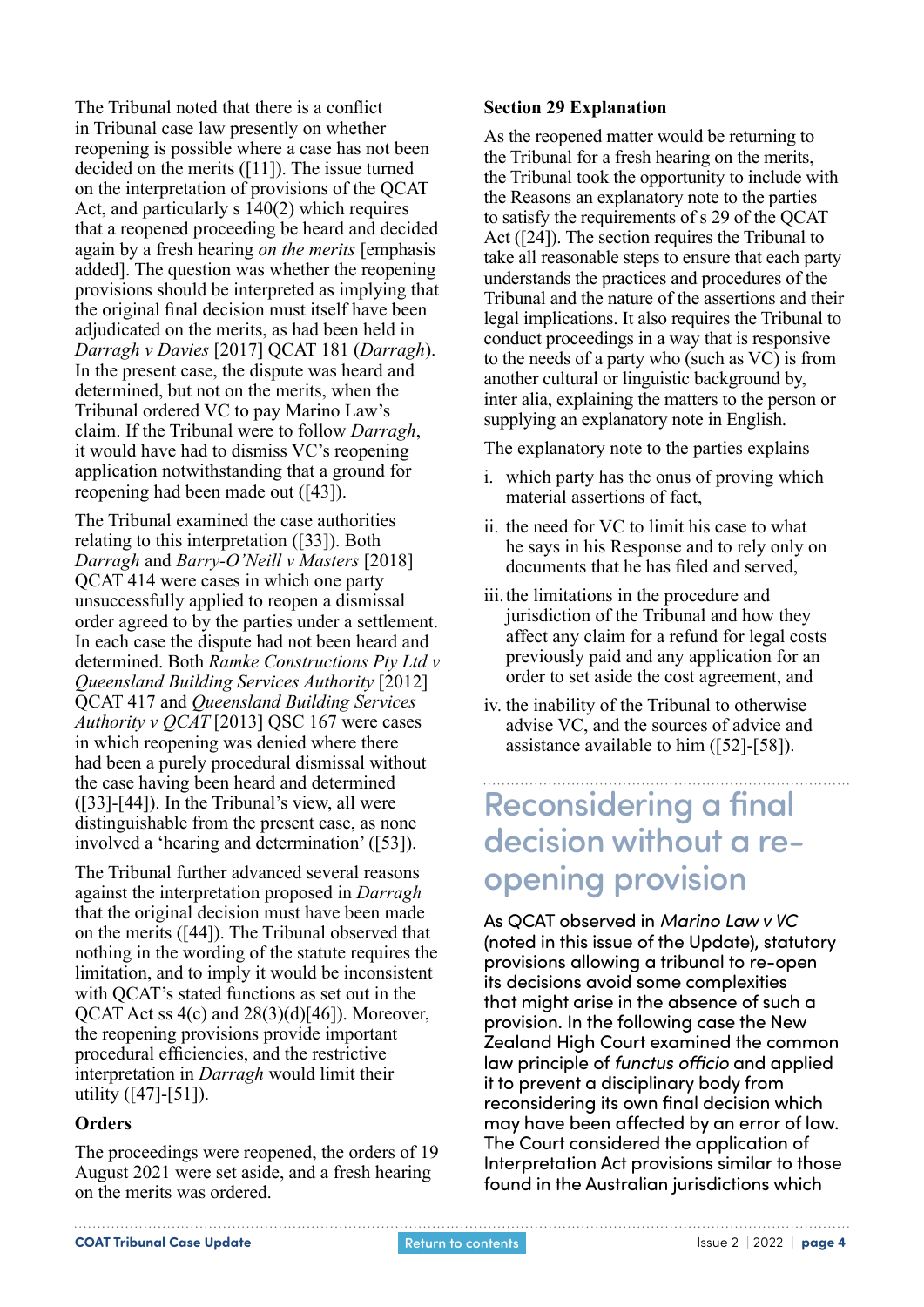The Tribunal noted that there is a conflict in Tribunal case law presently on whether reopening is possible where a case has not been decided on the merits ([11]). The issue turned on the interpretation of provisions of the QCAT Act, and particularly s 140(2) which requires that a reopened proceeding be heard and decided again by a fresh hearing *on the merits* [emphasis added]. The question was whether the reopening provisions should be interpreted as implying that the original final decision must itself have been adjudicated on the merits, as had been held in *Darragh v Davies* [2017] QCAT 181 (*Darragh*). In the present case, the dispute was heard and determined, but not on the merits, when the Tribunal ordered VC to pay Marino Law's claim. If the Tribunal were to follow *Darragh*, it would have had to dismiss VC's reopening application notwithstanding that a ground for reopening had been made out ([43]).

The Tribunal examined the case authorities relating to this interpretation ([33]). Both *Darragh* and *Barry-O'Neill v Masters* [2018] QCAT 414 were cases in which one party unsuccessfully applied to reopen a dismissal order agreed to by the parties under a settlement. In each case the dispute had not been heard and determined. Both *Ramke Constructions Pty Ltd v Queensland Building Services Authority* [2012] QCAT 417 and *Queensland Building Services Authority v QCAT* [2013] QSC 167 were cases in which reopening was denied where there had been a purely procedural dismissal without the case having been heard and determined ([33]-[44]). In the Tribunal's view, all were distinguishable from the present case, as none involved a 'hearing and determination' ([53]).

The Tribunal further advanced several reasons against the interpretation proposed in *Darragh* that the original decision must have been made on the merits ([44]). The Tribunal observed that nothing in the wording of the statute requires the limitation, and to imply it would be inconsistent with QCAT's stated functions as set out in the QCAT Act ss 4(c) and 28(3)(d)[46]). Moreover, the reopening provisions provide important procedural efficiencies, and the restrictive interpretation in *Darragh* would limit their utility ([47]-[51]).

### Orders

The proceedings were reopened, the orders of 19 August 2021 were set aside, and a fresh hearing on the merits was ordered.

### Section 29 Explanation

As the reopened matter would be returning to the Tribunal for a fresh hearing on the merits, the Tribunal took the opportunity to include with the Reasons an explanatory note to the parties to satisfy the requirements of s 29 of the QCAT Act ([24]). The section requires the Tribunal to take all reasonable steps to ensure that each party understands the practices and procedures of the Tribunal and the nature of the assertions and their legal implications. It also requires the Tribunal to conduct proceedings in a way that is responsive to the needs of a party who (such as VC) is from another cultural or linguistic background by, inter alia, explaining the matters to the person or supplying an explanatory note in English.

The explanatory note to the parties explains

i. which party has the onus of proving which material assertions of fact,
ii. the need for VC to limit his case to what he says in his Response and to rely only on documents that he has filed and served,
iii. the limitations in the procedure and jurisdiction of the Tribunal and how they affect any claim for a refund for legal costs previously paid and any application for an order to set aside the cost agreement, and
iv. the inability of the Tribunal to otherwise advise VC, and the sources of advice and assistance available to him ([52]-[58]).

## Reconsidering a final decision without a re-opening provision

As QCAT observed in *Marino Law v VC* (noted in this issue of the Update), statutory provisions allowing a tribunal to re-open its decisions avoid some complexities that might arise in the absence of such a provision. In the following case the New Zealand High Court examined the common law principle of *functus officio* and applied it to prevent a disciplinary body from reconsidering its own final decision which may have been affected by an error of law. The Court considered the application of Interpretation Act provisions similar to those found in the Australian jurisdictions which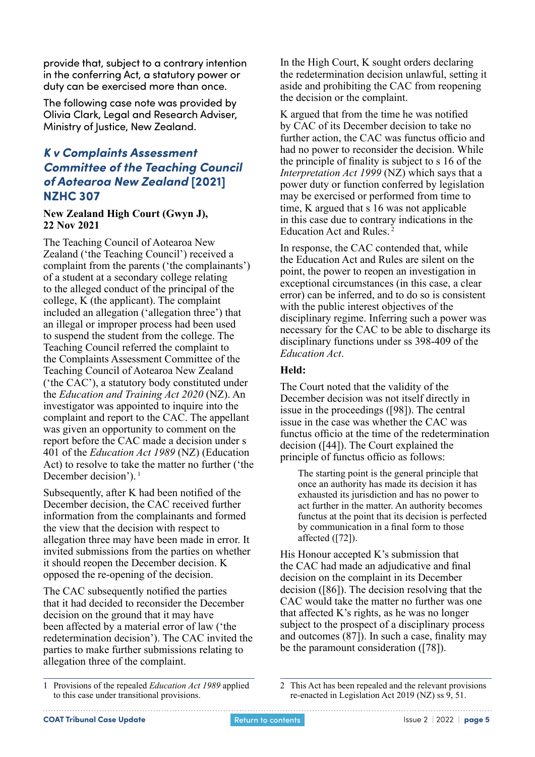provide that, subject to a contrary intention in the conferring Act, a statutory power or duty can be exercised more than once.

The following case note was provided by Olivia Clark, Legal and Research Adviser, Ministry of Justice, New Zealand.

## *K v Complaints Assessment Committee of the Teaching Council of Aotearoa New Zealand* [2021] NZHC 307

**New Zealand High Court (Gwyn J), 22 Nov 2021**

The Teaching Council of Aotearoa New Zealand ('the Teaching Council') received a complaint from the parents ('the complainants') of a student at a secondary college relating to the alleged conduct of the principal of the college, K (the applicant). The complaint included an allegation ('allegation three') that an illegal or improper process had been used to suspend the student from the college. The Teaching Council referred the complaint to the Complaints Assessment Committee of the Teaching Council of Aotearoa New Zealand ('the CAC'), a statutory body constituted under the *Education and Training Act 2020* (NZ). An investigator was appointed to inquire into the complaint and report to the CAC. The appellant was given an opportunity to comment on the report before the CAC made a decision under s 401 of the *Education Act 1989* (NZ) (Education Act) to resolve to take the matter no further ('the December decision'). [1]

Subsequently, after K had been notified of the December decision, the CAC received further information from the complainants and formed the view that the decision with respect to allegation three may have been made in error. It invited submissions from the parties on whether it should reopen the December decision. K opposed the re-opening of the decision.

The CAC subsequently notified the parties that it had decided to reconsider the December decision on the ground that it may have been affected by a material error of law ('the redetermination decision'). The CAC invited the parties to make further submissions relating to allegation three of the complaint.

In the High Court, K sought orders declaring the redetermination decision unlawful, setting it aside and prohibiting the CAC from reopening the decision or the complaint.

K argued that from the time he was notified by CAC of its December decision to take no further action, the CAC was functus officio and had no power to reconsider the decision. While the principle of finality is subject to s 16 of the *Interpretation Act 1999* (NZ) which says that a power duty or function conferred by legislation may be exercised or performed from time to time, K argued that s 16 was not applicable in this case due to contrary indications in the Education Act and Rules. [2]

In response, the CAC contended that, while the Education Act and Rules are silent on the point, the power to reopen an investigation in exceptional circumstances (in this case, a clear error) can be inferred, and to do so is consistent with the public interest objectives of the disciplinary regime. Inferring such a power was necessary for the CAC to be able to discharge its disciplinary functions under ss 398-409 of the *Education Act*.

**Held:**

The Court noted that the validity of the December decision was not itself directly in issue in the proceedings ([98]). The central issue in the case was whether the CAC was functus officio at the time of the redetermination decision ([44]). The Court explained the principle of functus officio as follows:

> The starting point is the general principle that once an authority has made its decision it has exhausted its jurisdiction and has no power to act further in the matter. An authority becomes functus at the point that its decision is perfected by communication in a final form to those affected ([72]).

His Honour accepted K's submission that the CAC had made an adjudicative and final decision on the complaint in its December decision ([86]). The decision resolving that the CAC would take the matter no further was one that affected K's rights, as he was no longer subject to the prospect of a disciplinary process and outcomes (87]). In such a case, finality may be the paramount consideration ([78]).

---

1 Provisions of the repealed *Education Act 1989* applied to this case under transitional provisions.

2 This Act has been repealed and the relevant provisions re-enacted in Legislation Act 2019 (NZ) ss 9, 51.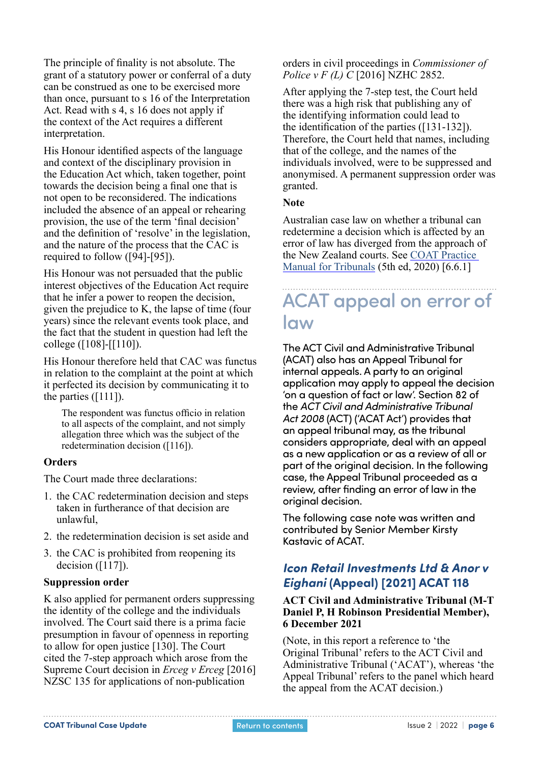The principle of finality is not absolute. The grant of a statutory power or conferral of a duty can be construed as one to be exercised more than once, pursuant to s 16 of the Interpretation Act. Read with s 4, s 16 does not apply if the context of the Act requires a different interpretation.

His Honour identified aspects of the language and context of the disciplinary provision in the Education Act which, taken together, point towards the decision being a final one that is not open to be reconsidered. The indications included the absence of an appeal or rehearing provision, the use of the term 'final decision' and the definition of 'resolve' in the legislation, and the nature of the process that the CAC is required to follow ([94]-[95]).

His Honour was not persuaded that the public interest objectives of the Education Act require that he infer a power to reopen the decision, given the prejudice to K, the lapse of time (four years) since the relevant events took place, and the fact that the student in question had left the college ([108]-[[110]).

His Honour therefore held that CAC was functus in relation to the complaint at the point at which it perfected its decision by communicating it to the parties ([111]).

> The respondent was functus officio in relation to all aspects of the complaint, and not simply allegation three which was the subject of the redetermination decision ([116]).

**Orders**

The Court made three declarations:

1. the CAC redetermination decision and steps taken in furtherance of that decision are unlawful,
2. the redetermination decision is set aside and
3. the CAC is prohibited from reopening its decision ([117]).

**Suppression order**

K also applied for permanent orders suppressing the identity of the college and the individuals involved. The Court said there is a prima facie presumption in favour of openness in reporting to allow for open justice [130]. The Court cited the 7-step approach which arose from the Supreme Court decision in *Erceg v Erceg* [2016] NZSC 135 for applications of non-publication orders in civil proceedings in *Commissioner of Police v F (L) C* [2016] NZHC 2852.

After applying the 7-step test, the Court held there was a high risk that publishing any of the identifying information could lead to the identification of the parties ([131-132]). Therefore, the Court held that names, including that of the college, and the names of the individuals involved, were to be suppressed and anonymised. A permanent suppression order was granted.

**Note**

Australian case law on whether a tribunal can redetermine a decision which is affected by an error of law has diverged from the approach of the New Zealand courts. See COAT Practice Manual for Tribunals (5th ed, 2020) [6.6.1]

## ACAT appeal on error of law

The ACT Civil and Administrative Tribunal (ACAT) also has an Appeal Tribunal for internal appeals. A party to an original application may apply to appeal the decision 'on a question of fact or law'. Section 82 of the *ACT Civil and Administrative Tribunal Act 2008* (ACT) ('ACAT Act') provides that an appeal tribunal may, as the tribunal considers appropriate, deal with an appeal as a new application or as a review of all or part of the original decision. In the following case, the Appeal Tribunal proceeded as a review, after finding an error of law in the original decision.

The following case note was written and contributed by Senior Member Kirsty Kastavic of ACAT.

### *Icon Retail Investments Ltd & Anor v Eighani* (Appeal) [2021] ACAT 118

**ACT Civil and Administrative Tribunal (M-T Daniel P, H Robinson Presidential Member), 6 December 2021**

(Note, in this report a reference to 'the Original Tribunal' refers to the ACT Civil and Administrative Tribunal ('ACAT'), whereas 'the Appeal Tribunal' refers to the panel which heard the appeal from the ACAT decision.)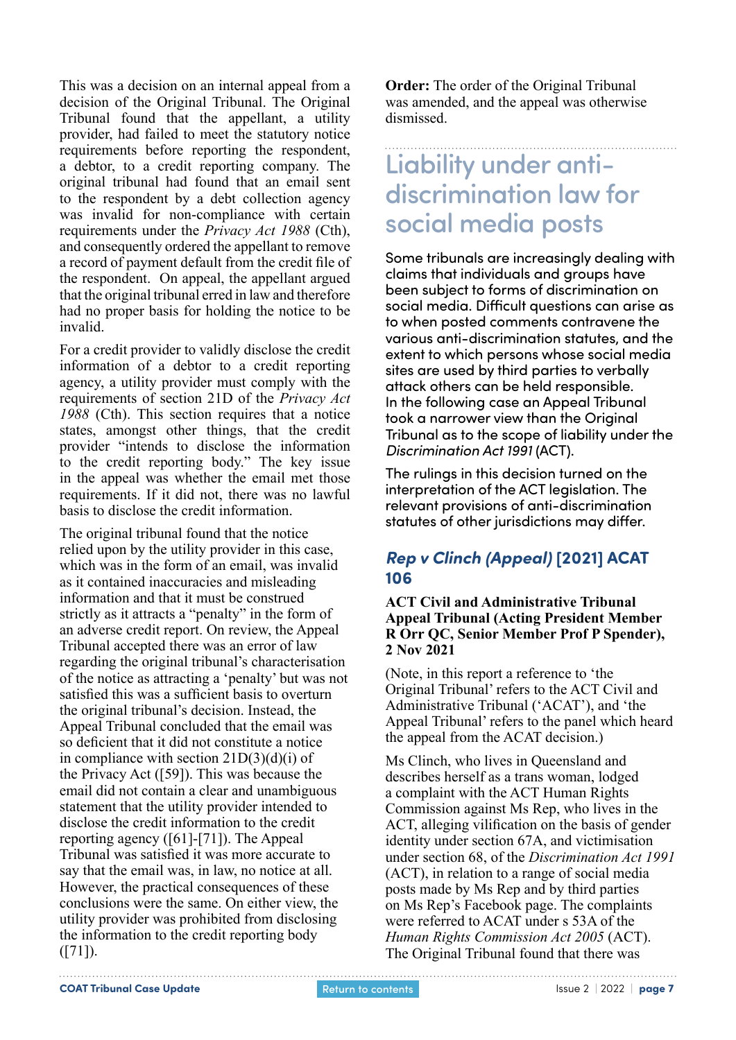This was a decision on an internal appeal from a decision of the Original Tribunal. The Original Tribunal found that the appellant, a utility provider, had failed to meet the statutory notice requirements before reporting the respondent, a debtor, to a credit reporting company. The original tribunal had found that an email sent to the respondent by a debt collection agency was invalid for non-compliance with certain requirements under the *Privacy Act 1988* (Cth), and consequently ordered the appellant to remove a record of payment default from the credit file of the respondent. On appeal, the appellant argued that the original tribunal erred in law and therefore had no proper basis for holding the notice to be invalid.

For a credit provider to validly disclose the credit information of a debtor to a credit reporting agency, a utility provider must comply with the requirements of section 21D of the *Privacy Act 1988* (Cth). This section requires that a notice states, amongst other things, that the credit provider "intends to disclose the information to the credit reporting body." The key issue in the appeal was whether the email met those requirements. If it did not, there was no lawful basis to disclose the credit information.

The original tribunal found that the notice relied upon by the utility provider in this case, which was in the form of an email, was invalid as it contained inaccuracies and misleading information and that it must be construed strictly as it attracts a "penalty" in the form of an adverse credit report. On review, the Appeal Tribunal accepted there was an error of law regarding the original tribunal's characterisation of the notice as attracting a 'penalty' but was not satisfied this was a sufficient basis to overturn the original tribunal's decision. Instead, the Appeal Tribunal concluded that the email was so deficient that it did not constitute a notice in compliance with section 21D(3)(d)(i) of the Privacy Act ([59]). This was because the email did not contain a clear and unambiguous statement that the utility provider intended to disclose the credit information to the credit reporting agency ([61]-[71]). The Appeal Tribunal was satisfied it was more accurate to say that the email was, in law, no notice at all. However, the practical consequences of these conclusions were the same. On either view, the utility provider was prohibited from disclosing the information to the credit reporting body ([71]).

**Order:** The order of the Original Tribunal was amended, and the appeal was otherwise dismissed.

# Liability under anti-discrimination law for social media posts

Some tribunals are increasingly dealing with claims that individuals and groups have been subject to forms of discrimination on social media. Difficult questions can arise as to when posted comments contravene the various anti-discrimination statutes, and the extent to which persons whose social media sites are used by third parties to verbally attack others can be held responsible. In the following case an Appeal Tribunal took a narrower view than the Original Tribunal as to the scope of liability under the *Discrimination Act 1991* (ACT).

The rulings in this decision turned on the interpretation of the ACT legislation. The relevant provisions of anti-discrimination statutes of other jurisdictions may differ.

## *Rep v Clinch (Appeal)* [2021] ACAT 106

**ACT Civil and Administrative Tribunal Appeal Tribunal (Acting President Member R Orr QC, Senior Member Prof P Spender), 2 Nov 2021**

(Note, in this report a reference to 'the Original Tribunal' refers to the ACT Civil and Administrative Tribunal ('ACAT'), and 'the Appeal Tribunal' refers to the panel which heard the appeal from the ACAT decision.)

Ms Clinch, who lives in Queensland and describes herself as a trans woman, lodged a complaint with the ACT Human Rights Commission against Ms Rep, who lives in the ACT, alleging vilification on the basis of gender identity under section 67A, and victimisation under section 68, of the *Discrimination Act 1991* (ACT), in relation to a range of social media posts made by Ms Rep and by third parties on Ms Rep's Facebook page. The complaints were referred to ACAT under s 53A of the *Human Rights Commission Act 2005* (ACT). The Original Tribunal found that there was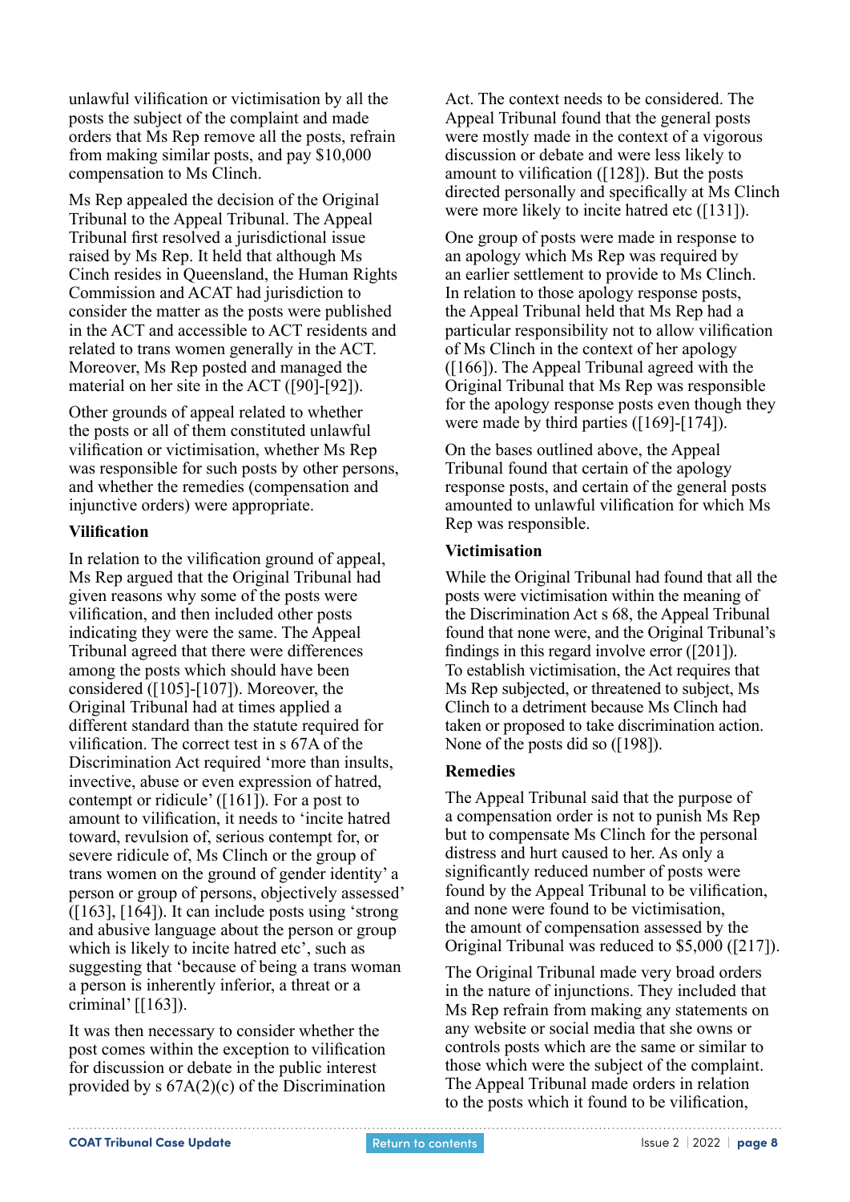unlawful vilification or victimisation by all the posts the subject of the complaint and made orders that Ms Rep remove all the posts, refrain from making similar posts, and pay $10,000 compensation to Ms Clinch.

Ms Rep appealed the decision of the Original Tribunal to the Appeal Tribunal. The Appeal Tribunal first resolved a jurisdictional issue raised by Ms Rep. It held that although Ms Cinch resides in Queensland, the Human Rights Commission and ACAT had jurisdiction to consider the matter as the posts were published in the ACT and accessible to ACT residents and related to trans women generally in the ACT. Moreover, Ms Rep posted and managed the material on her site in the ACT ([90]-[92]).

Other grounds of appeal related to whether the posts or all of them constituted unlawful vilification or victimisation, whether Ms Rep was responsible for such posts by other persons, and whether the remedies (compensation and injunctive orders) were appropriate.

### Vilification

In relation to the vilification ground of appeal, Ms Rep argued that the Original Tribunal had given reasons why some of the posts were vilification, and then included other posts indicating they were the same. The Appeal Tribunal agreed that there were differences among the posts which should have been considered ([105]-[107]). Moreover, the Original Tribunal had at times applied a different standard than the statute required for vilification. The correct test in s 67A of the Discrimination Act required 'more than insults, invective, abuse or even expression of hatred, contempt or ridicule' ([161]). For a post to amount to vilification, it needs to 'incite hatred toward, revulsion of, serious contempt for, or severe ridicule of, Ms Clinch or the group of trans women on the ground of gender identity' a person or group of persons, objectively assessed' ([163], [164]). It can include posts using 'strong and abusive language about the person or group which is likely to incite hatred etc', such as suggesting that 'because of being a trans woman a person is inherently inferior, a threat or a criminal' [[163]).

It was then necessary to consider whether the post comes within the exception to vilification for discussion or debate in the public interest provided by s 67A(2)(c) of the Discrimination Act. The context needs to be considered. The Appeal Tribunal found that the general posts were mostly made in the context of a vigorous discussion or debate and were less likely to amount to vilification ([128]). But the posts directed personally and specifically at Ms Clinch were more likely to incite hatred etc ([131]).

One group of posts were made in response to an apology which Ms Rep was required by an earlier settlement to provide to Ms Clinch. In relation to those apology response posts, the Appeal Tribunal held that Ms Rep had a particular responsibility not to allow vilification of Ms Clinch in the context of her apology ([166]). The Appeal Tribunal agreed with the Original Tribunal that Ms Rep was responsible for the apology response posts even though they were made by third parties ([169]-[174]).

On the bases outlined above, the Appeal Tribunal found that certain of the apology response posts, and certain of the general posts amounted to unlawful vilification for which Ms Rep was responsible.

### Victimisation

While the Original Tribunal had found that all the posts were victimisation within the meaning of the Discrimination Act s 68, the Appeal Tribunal found that none were, and the Original Tribunal's findings in this regard involve error ([201]). To establish victimisation, the Act requires that Ms Rep subjected, or threatened to subject, Ms Clinch to a detriment because Ms Clinch had taken or proposed to take discrimination action. None of the posts did so ([198]).

### Remedies

The Appeal Tribunal said that the purpose of a compensation order is not to punish Ms Rep but to compensate Ms Clinch for the personal distress and hurt caused to her. As only a significantly reduced number of posts were found by the Appeal Tribunal to be vilification, and none were found to be victimisation, the amount of compensation assessed by the Original Tribunal was reduced to $5,000 ([217]).

The Original Tribunal made very broad orders in the nature of injunctions. They included that Ms Rep refrain from making any statements on any website or social media that she owns or controls posts which are the same or similar to those which were the subject of the complaint. The Appeal Tribunal made orders in relation to the posts which it found to be vilification,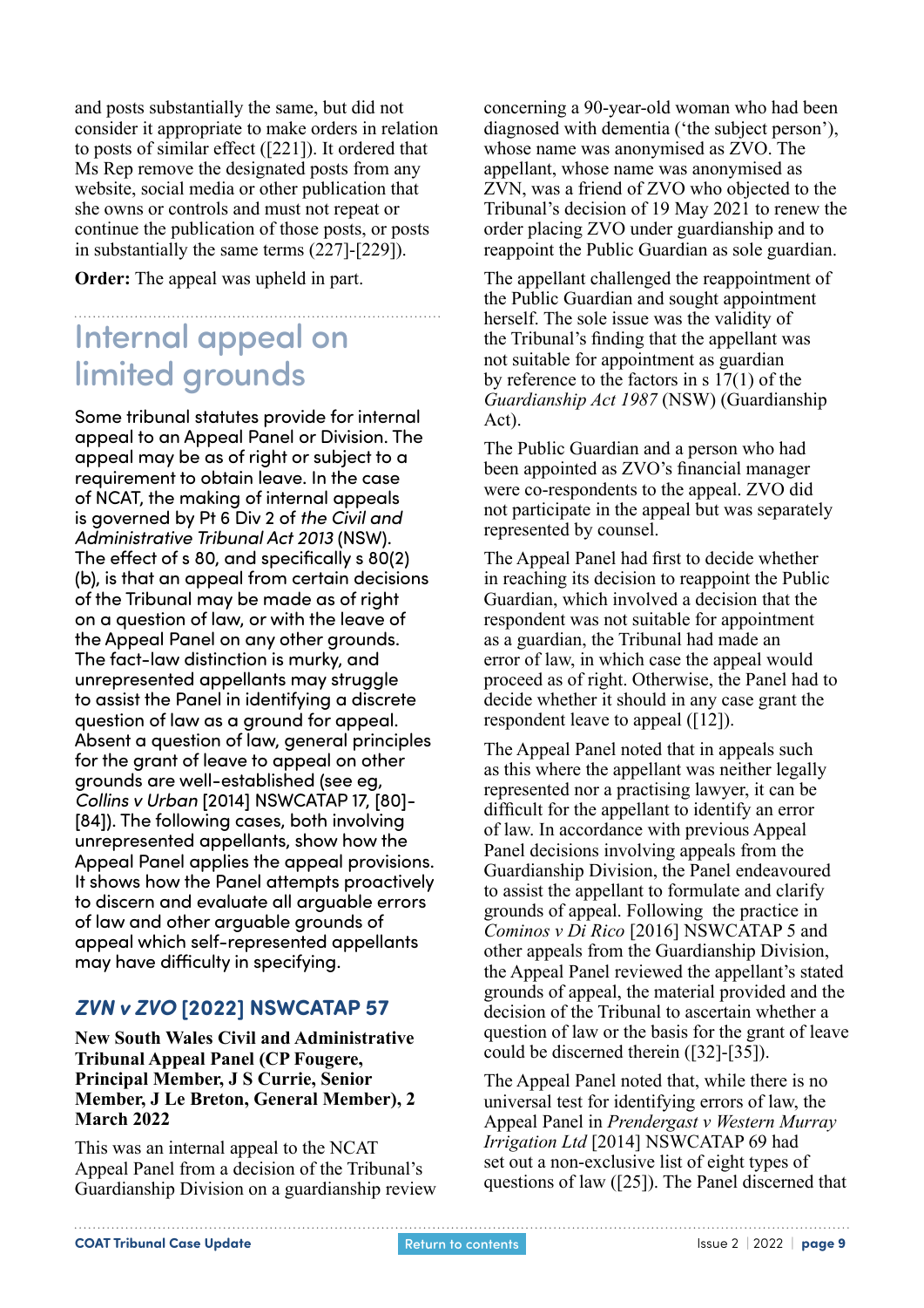and posts substantially the same, but did not consider it appropriate to make orders in relation to posts of similar effect ([221]). It ordered that Ms Rep remove the designated posts from any website, social media or other publication that she owns or controls and must not repeat or continue the publication of those posts, or posts in substantially the same terms (227]-[229]).

**Order:** The appeal was upheld in part.

## Internal appeal on limited grounds

Some tribunal statutes provide for internal appeal to an Appeal Panel or Division. The appeal may be as of right or subject to a requirement to obtain leave. In the case of NCAT, the making of internal appeals is governed by Pt 6 Div 2 of *the Civil and Administrative Tribunal Act 2013* (NSW). The effect of s 80, and specifically s 80(2)(b), is that an appeal from certain decisions of the Tribunal may be made as of right on a question of law, or with the leave of the Appeal Panel on any other grounds. The fact-law distinction is murky, and unrepresented appellants may struggle to assist the Panel in identifying a discrete question of law as a ground for appeal. Absent a question of law, general principles for the grant of leave to appeal on other grounds are well-established (see eg, *Collins v Urban* [2014] NSWCATAP 17, [80]-[84]). The following cases, both involving unrepresented appellants, show how the Appeal Panel applies the appeal provisions. It shows how the Panel attempts proactively to discern and evaluate all arguable errors of law and other arguable grounds of appeal which self-represented appellants may have difficulty in specifying.

### *ZVN v ZVO* [2022] NSWCATAP 57

**New South Wales Civil and Administrative Tribunal Appeal Panel (CP Fougere, Principal Member, J S Currie, Senior Member, J Le Breton, General Member), 2 March 2022**

This was an internal appeal to the NCAT Appeal Panel from a decision of the Tribunal's Guardianship Division on a guardianship review concerning a 90-year-old woman who had been diagnosed with dementia ('the subject person'), whose name was anonymised as ZVO. The appellant, whose name was anonymised as ZVN, was a friend of ZVO who objected to the Tribunal's decision of 19 May 2021 to renew the order placing ZVO under guardianship and to reappoint the Public Guardian as sole guardian.

The appellant challenged the reappointment of the Public Guardian and sought appointment herself. The sole issue was the validity of the Tribunal's finding that the appellant was not suitable for appointment as guardian by reference to the factors in s 17(1) of the *Guardianship Act 1987* (NSW) (Guardianship Act).

The Public Guardian and a person who had been appointed as ZVO's financial manager were co-respondents to the appeal. ZVO did not participate in the appeal but was separately represented by counsel.

The Appeal Panel had first to decide whether in reaching its decision to reappoint the Public Guardian, which involved a decision that the respondent was not suitable for appointment as a guardian, the Tribunal had made an error of law, in which case the appeal would proceed as of right. Otherwise, the Panel had to decide whether it should in any case grant the respondent leave to appeal ([12]).

The Appeal Panel noted that in appeals such as this where the appellant was neither legally represented nor a practising lawyer, it can be difficult for the appellant to identify an error of law. In accordance with previous Appeal Panel decisions involving appeals from the Guardianship Division, the Panel endeavoured to assist the appellant to formulate and clarify grounds of appeal. Following the practice in *Cominos v Di Rico* [2016] NSWCATAP 5 and other appeals from the Guardianship Division, the Appeal Panel reviewed the appellant's stated grounds of appeal, the material provided and the decision of the Tribunal to ascertain whether a question of law or the basis for the grant of leave could be discerned therein ([32]-[35]).

The Appeal Panel noted that, while there is no universal test for identifying errors of law, the Appeal Panel in *Prendergast v Western Murray Irrigation Ltd* [2014] NSWCATAP 69 had set out a non-exclusive list of eight types of questions of law ([25]). The Panel discerned that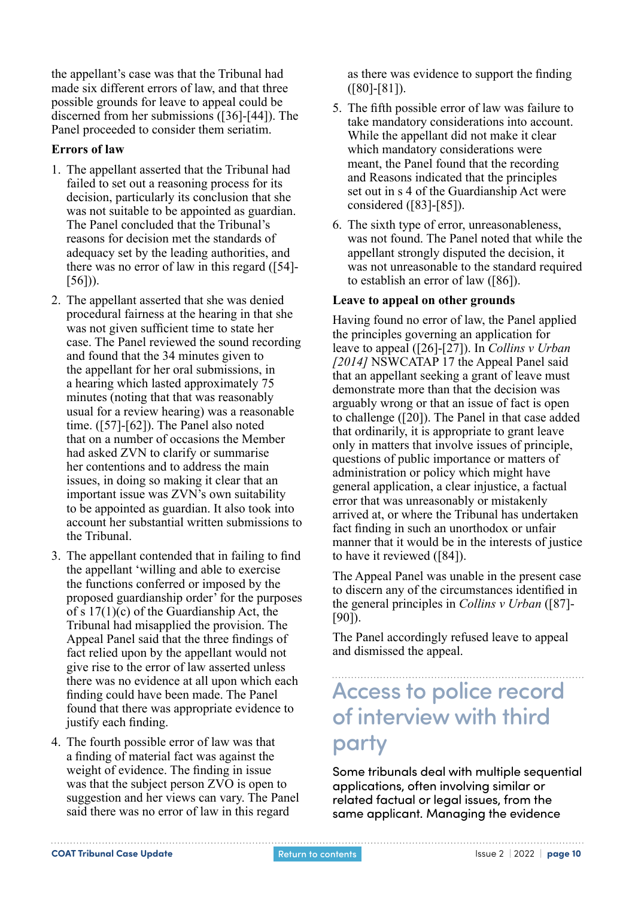the appellant's case was that the Tribunal had made six different errors of law, and that three possible grounds for leave to appeal could be discerned from her submissions ([36]-[44]). The Panel proceeded to consider them seriatim.

**Errors of law**

1. The appellant asserted that the Tribunal had failed to set out a reasoning process for its decision, particularly its conclusion that she was not suitable to be appointed as guardian. The Panel concluded that the Tribunal's reasons for decision met the standards of adequacy set by the leading authorities, and there was no error of law in this regard ([54]-[56]).
2. The appellant asserted that she was denied procedural fairness at the hearing in that she was not given sufficient time to state her case. The Panel reviewed the sound recording and found that the 34 minutes given to the appellant for her oral submissions, in a hearing which lasted approximately 75 minutes (noting that that was reasonably usual for a review hearing) was a reasonable time. ([57]-[62]). The Panel also noted that on a number of occasions the Member had asked ZVN to clarify or summarise her contentions and to address the main issues, in doing so making it clear that an important issue was ZVN's own suitability to be appointed as guardian. It also took into account her substantial written submissions to the Tribunal.
3. The appellant contended that in failing to find the appellant 'willing and able to exercise the functions conferred or imposed by the proposed guardianship order' for the purposes of s 17(1)(c) of the Guardianship Act, the Tribunal had misapplied the provision. The Appeal Panel said that the three findings of fact relied upon by the appellant would not give rise to the error of law asserted unless there was no evidence at all upon which each finding could have been made. The Panel found that there was appropriate evidence to justify each finding.
4. The fourth possible error of law was that a finding of material fact was against the weight of evidence. The finding in issue was that the subject person ZVO is open to suggestion and her views can vary. The Panel said there was no error of law in this regard as there was evidence to support the finding ([80]-[81]).
5. The fifth possible error of law was failure to take mandatory considerations into account. While the appellant did not make it clear which mandatory considerations were meant, the Panel found that the recording and Reasons indicated that the principles set out in s 4 of the Guardianship Act were considered ([83]-[85]).
6. The sixth type of error, unreasonableness, was not found. The Panel noted that while the appellant strongly disputed the decision, it was not unreasonable to the standard required to establish an error of law ([86]).

**Leave to appeal on other grounds**

Having found no error of law, the Panel applied the principles governing an application for leave to appeal ([26]-[27]). In *Collins v Urban [2014]* NSWCATAP 17 the Appeal Panel said that an appellant seeking a grant of leave must demonstrate more than that the decision was arguably wrong or that an issue of fact is open to challenge ([20]). The Panel in that case added that ordinarily, it is appropriate to grant leave only in matters that involve issues of principle, questions of public importance or matters of administration or policy which might have general application, a clear injustice, a factual error that was unreasonably or mistakenly arrived at, or where the Tribunal has undertaken fact finding in such an unorthodox or unfair manner that it would be in the interests of justice to have it reviewed ([84]).

The Appeal Panel was unable in the present case to discern any of the circumstances identified in the general principles in *Collins v Urban* ([87]-[90]).

The Panel accordingly refused leave to appeal and dismissed the appeal.

## Access to police record of interview with third party

Some tribunals deal with multiple sequential applications, often involving similar or related factual or legal issues, from the same applicant. Managing the evidence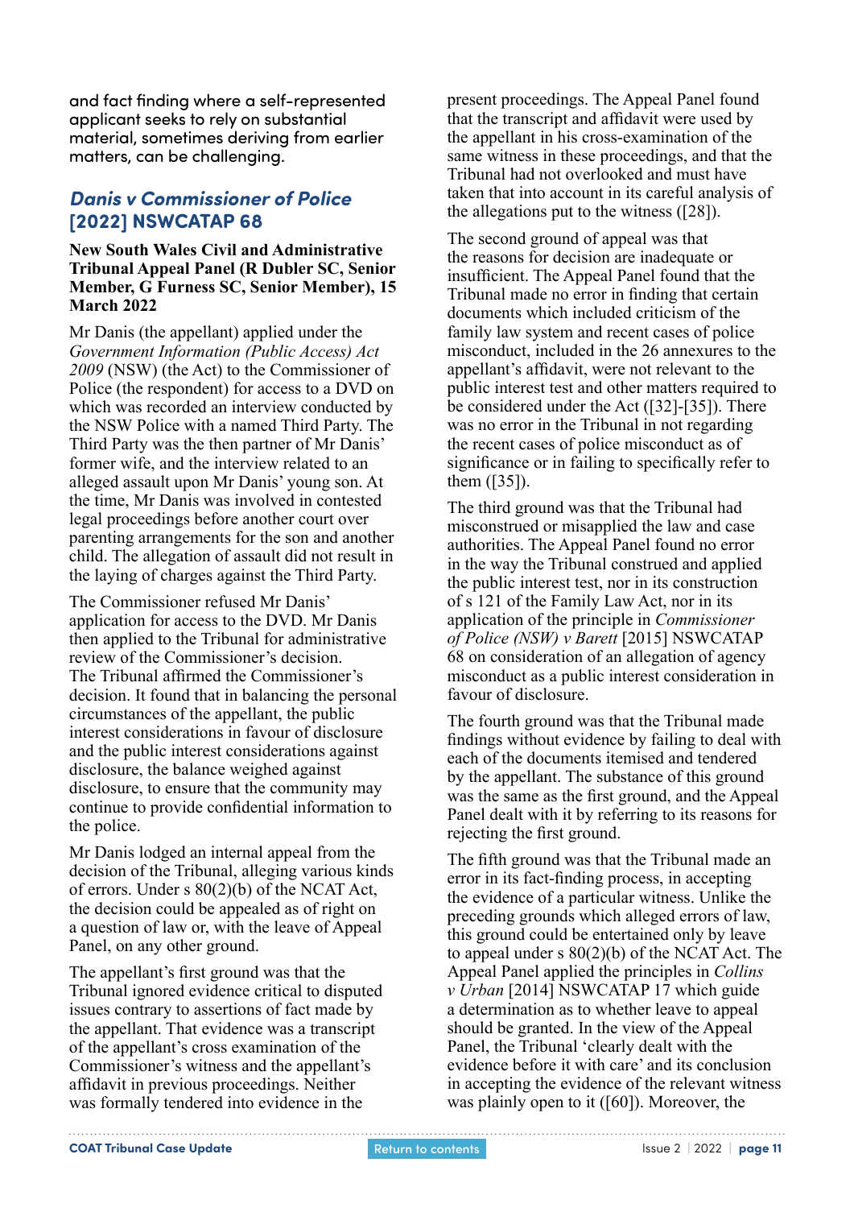and fact finding where a self-represented applicant seeks to rely on substantial material, sometimes deriving from earlier matters, can be challenging.

## *Danis v Commissioner of Police* [2022] NSWCATAP 68

**New South Wales Civil and Administrative Tribunal Appeal Panel (R Dubler SC, Senior Member, G Furness SC, Senior Member), 15 March 2022**

Mr Danis (the appellant) applied under the *Government Information (Public Access) Act 2009* (NSW) (the Act) to the Commissioner of Police (the respondent) for access to a DVD on which was recorded an interview conducted by the NSW Police with a named Third Party. The Third Party was the then partner of Mr Danis' former wife, and the interview related to an alleged assault upon Mr Danis' young son. At the time, Mr Danis was involved in contested legal proceedings before another court over parenting arrangements for the son and another child. The allegation of assault did not result in the laying of charges against the Third Party.

The Commissioner refused Mr Danis' application for access to the DVD. Mr Danis then applied to the Tribunal for administrative review of the Commissioner's decision. The Tribunal affirmed the Commissioner's decision. It found that in balancing the personal circumstances of the appellant, the public interest considerations in favour of disclosure and the public interest considerations against disclosure, the balance weighed against disclosure, to ensure that the community may continue to provide confidential information to the police.

Mr Danis lodged an internal appeal from the decision of the Tribunal, alleging various kinds of errors. Under s 80(2)(b) of the NCAT Act, the decision could be appealed as of right on a question of law or, with the leave of Appeal Panel, on any other ground.

The appellant's first ground was that the Tribunal ignored evidence critical to disputed issues contrary to assertions of fact made by the appellant. That evidence was a transcript of the appellant's cross examination of the Commissioner's witness and the appellant's affidavit in previous proceedings. Neither was formally tendered into evidence in the present proceedings. The Appeal Panel found that the transcript and affidavit were used by the appellant in his cross-examination of the same witness in these proceedings, and that the Tribunal had not overlooked and must have taken that into account in its careful analysis of the allegations put to the witness ([28]).

The second ground of appeal was that the reasons for decision are inadequate or insufficient. The Appeal Panel found that the Tribunal made no error in finding that certain documents which included criticism of the family law system and recent cases of police misconduct, included in the 26 annexures to the appellant's affidavit, were not relevant to the public interest test and other matters required to be considered under the Act ([32]-[35]). There was no error in the Tribunal in not regarding the recent cases of police misconduct as of significance or in failing to specifically refer to them ([35]).

The third ground was that the Tribunal had misconstrued or misapplied the law and case authorities. The Appeal Panel found no error in the way the Tribunal construed and applied the public interest test, nor in its construction of s 121 of the Family Law Act, nor in its application of the principle in *Commissioner of Police (NSW) v Barett* [2015] NSWCATAP 68 on consideration of an allegation of agency misconduct as a public interest consideration in favour of disclosure.

The fourth ground was that the Tribunal made findings without evidence by failing to deal with each of the documents itemised and tendered by the appellant. The substance of this ground was the same as the first ground, and the Appeal Panel dealt with it by referring to its reasons for rejecting the first ground.

The fifth ground was that the Tribunal made an error in its fact-finding process, in accepting the evidence of a particular witness. Unlike the preceding grounds which alleged errors of law, this ground could be entertained only by leave to appeal under s 80(2)(b) of the NCAT Act. The Appeal Panel applied the principles in *Collins v Urban* [2014] NSWCATAP 17 which guide a determination as to whether leave to appeal should be granted. In the view of the Appeal Panel, the Tribunal 'clearly dealt with the evidence before it with care' and its conclusion in accepting the evidence of the relevant witness was plainly open to it ([60]). Moreover, the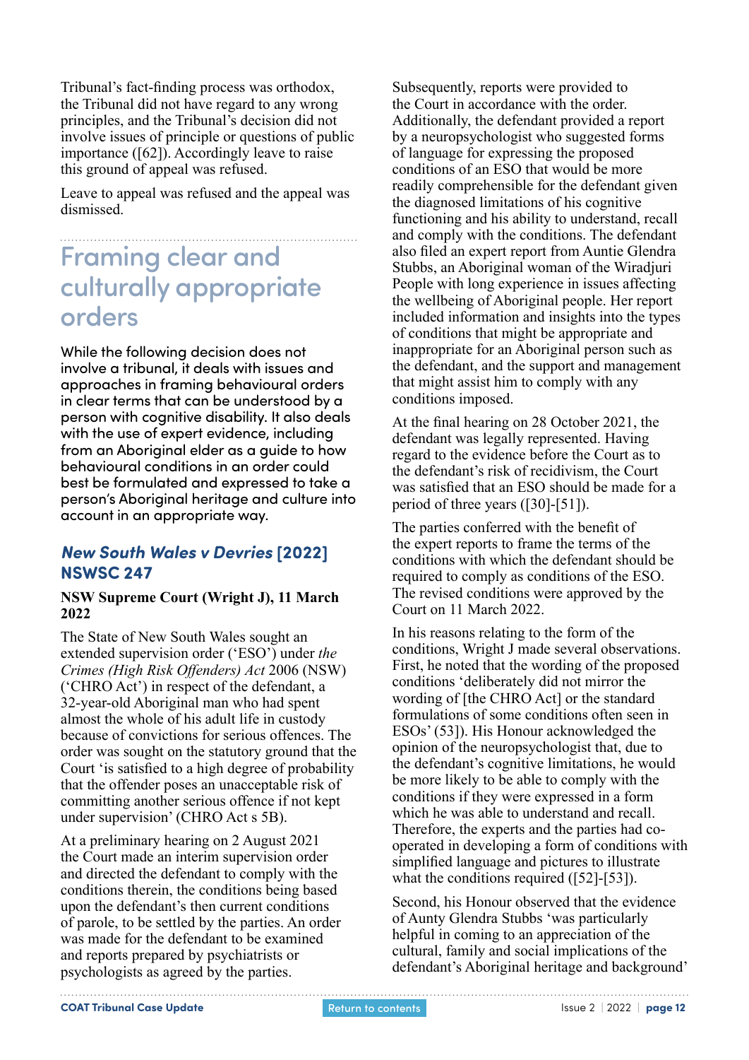Tribunal's fact-finding process was orthodox, the Tribunal did not have regard to any wrong principles, and the Tribunal's decision did not involve issues of principle or questions of public importance ([62]). Accordingly leave to raise this ground of appeal was refused.

Leave to appeal was refused and the appeal was dismissed.

## Framing clear and culturally appropriate orders

While the following decision does not involve a tribunal, it deals with issues and approaches in framing behavioural orders in clear terms that can be understood by a person with cognitive disability. It also deals with the use of expert evidence, including from an Aboriginal elder as a guide to how behavioural conditions in an order could best be formulated and expressed to take a person's Aboriginal heritage and culture into account in an appropriate way.

### *New South Wales v Devries* [2022] NSWSC 247

**NSW Supreme Court (Wright J), 11 March 2022**

The State of New South Wales sought an extended supervision order ('ESO') under *the Crimes (High Risk Offenders) Act* 2006 (NSW) ('CHRO Act') in respect of the defendant, a 32-year-old Aboriginal man who had spent almost the whole of his adult life in custody because of convictions for serious offences. The order was sought on the statutory ground that the Court 'is satisfied to a high degree of probability that the offender poses an unacceptable risk of committing another serious offence if not kept under supervision' (CHRO Act s 5B).

At a preliminary hearing on 2 August 2021 the Court made an interim supervision order and directed the defendant to comply with the conditions therein, the conditions being based upon the defendant's then current conditions of parole, to be settled by the parties. An order was made for the defendant to be examined and reports prepared by psychiatrists or psychologists as agreed by the parties.

Subsequently, reports were provided to the Court in accordance with the order. Additionally, the defendant provided a report by a neuropsychologist who suggested forms of language for expressing the proposed conditions of an ESO that would be more readily comprehensible for the defendant given the diagnosed limitations of his cognitive functioning and his ability to understand, recall and comply with the conditions. The defendant also filed an expert report from Auntie Glendra Stubbs, an Aboriginal woman of the Wiradjuri People with long experience in issues affecting the wellbeing of Aboriginal people. Her report included information and insights into the types of conditions that might be appropriate and inappropriate for an Aboriginal person such as the defendant, and the support and management that might assist him to comply with any conditions imposed.

At the final hearing on 28 October 2021, the defendant was legally represented. Having regard to the evidence before the Court as to the defendant's risk of recidivism, the Court was satisfied that an ESO should be made for a period of three years ([30]-[51]).

The parties conferred with the benefit of the expert reports to frame the terms of the conditions with which the defendant should be required to comply as conditions of the ESO. The revised conditions were approved by the Court on 11 March 2022.

In his reasons relating to the form of the conditions, Wright J made several observations. First, he noted that the wording of the proposed conditions 'deliberately did not mirror the wording of [the CHRO Act] or the standard formulations of some conditions often seen in ESOs' (53]). His Honour acknowledged the opinion of the neuropsychologist that, due to the defendant's cognitive limitations, he would be more likely to be able to comply with the conditions if they were expressed in a form which he was able to understand and recall. Therefore, the experts and the parties had co-operated in developing a form of conditions with simplified language and pictures to illustrate what the conditions required ([52]-[53]).

Second, his Honour observed that the evidence of Aunty Glendra Stubbs 'was particularly helpful in coming to an appreciation of the cultural, family and social implications of the defendant's Aboriginal heritage and background'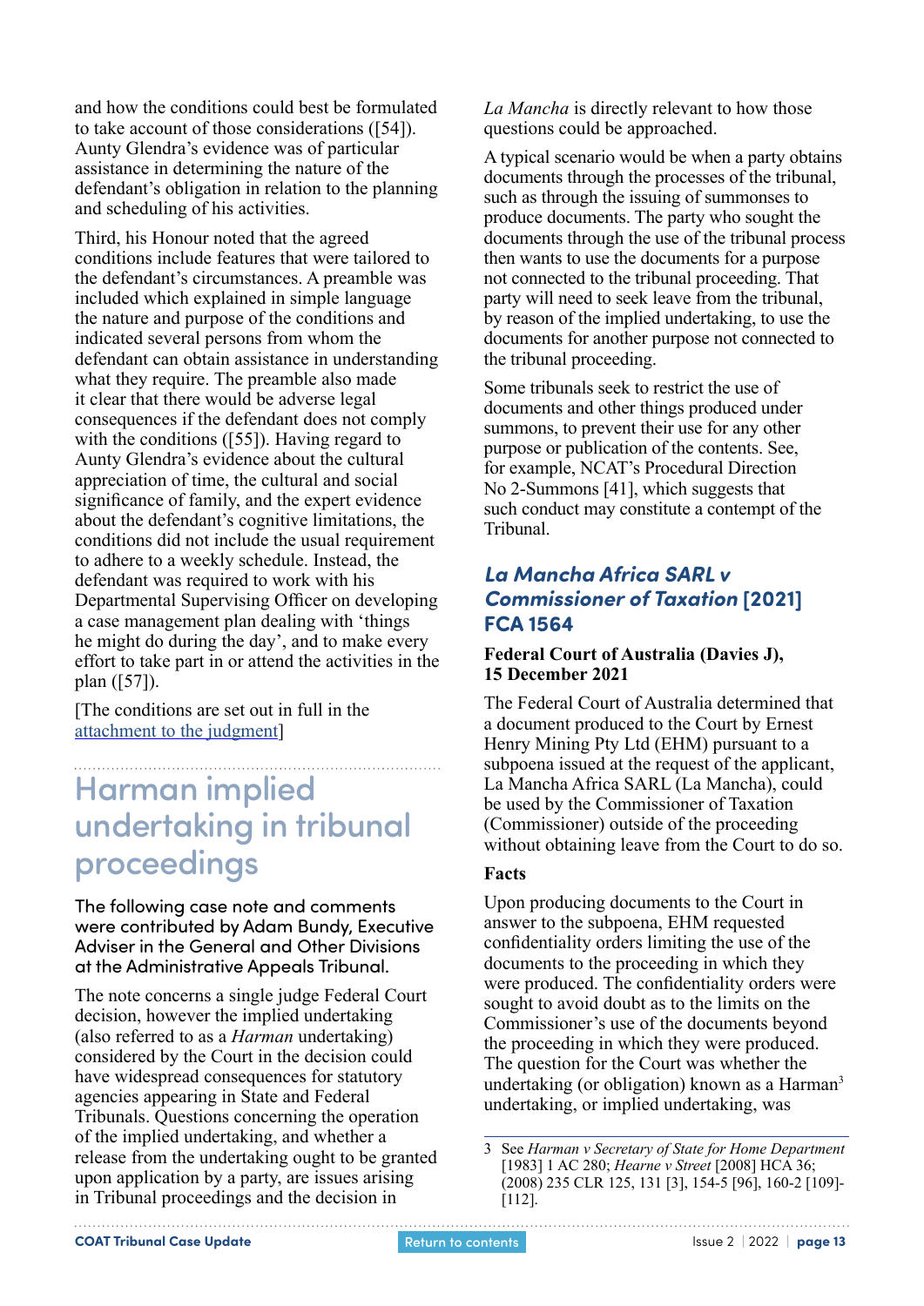and how the conditions could best be formulated to take account of those considerations ([54]). Aunty Glendra's evidence was of particular assistance in determining the nature of the defendant's obligation in relation to the planning and scheduling of his activities.

Third, his Honour noted that the agreed conditions include features that were tailored to the defendant's circumstances. A preamble was included which explained in simple language the nature and purpose of the conditions and indicated several persons from whom the defendant can obtain assistance in understanding what they require. The preamble also made it clear that there would be adverse legal consequences if the defendant does not comply with the conditions ([55]). Having regard to Aunty Glendra's evidence about the cultural appreciation of time, the cultural and social significance of family, and the expert evidence about the defendant's cognitive limitations, the conditions did not include the usual requirement to adhere to a weekly schedule. Instead, the defendant was required to work with his Departmental Supervising Officer on developing a case management plan dealing with 'things he might do during the day', and to make every effort to take part in or attend the activities in the plan ([57]).

[The conditions are set out in full in the attachment to the judgment]

# Harman implied undertaking in tribunal proceedings

The following case note and comments were contributed by Adam Bundy, Executive Adviser in the General and Other Divisions at the Administrative Appeals Tribunal.

The note concerns a single judge Federal Court decision, however the implied undertaking (also referred to as a *Harman* undertaking) considered by the Court in the decision could have widespread consequences for statutory agencies appearing in State and Federal Tribunals. Questions concerning the operation of the implied undertaking, and whether a release from the undertaking ought to be granted upon application by a party, are issues arising in Tribunal proceedings and the decision in *La Mancha* is directly relevant to how those questions could be approached.

A typical scenario would be when a party obtains documents through the processes of the tribunal, such as through the issuing of summonses to produce documents. The party who sought the documents through the use of the tribunal process then wants to use the documents for a purpose not connected to the tribunal proceeding. That party will need to seek leave from the tribunal, by reason of the implied undertaking, to use the documents for another purpose not connected to the tribunal proceeding.

Some tribunals seek to restrict the use of documents and other things produced under summons, to prevent their use for any other purpose or publication of the contents. See, for example, NCAT's Procedural Direction No 2-Summons [41], which suggests that such conduct may constitute a contempt of the Tribunal.

## *La Mancha Africa SARL v Commissioner of Taxation* [2021] FCA 1564

**Federal Court of Australia (Davies J), 15 December 2021**

The Federal Court of Australia determined that a document produced to the Court by Ernest Henry Mining Pty Ltd (EHM) pursuant to a subpoena issued at the request of the applicant, La Mancha Africa SARL (La Mancha), could be used by the Commissioner of Taxation (Commissioner) outside of the proceeding without obtaining leave from the Court to do so.

**Facts**

Upon producing documents to the Court in answer to the subpoena, EHM requested confidentiality orders limiting the use of the documents to the proceeding in which they were produced. The confidentiality orders were sought to avoid doubt as to the limits on the Commissioner's use of the documents beyond the proceeding in which they were produced. The question for the Court was whether the undertaking (or obligation) known as a Harman[3] undertaking, or implied undertaking, was

3 See *Harman v Secretary of State for Home Department* [1983] 1 AC 280; *Hearne v Street* [2008] HCA 36; (2008) 235 CLR 125, 131 [3], 154-5 [96], 160-2 [109]-[112].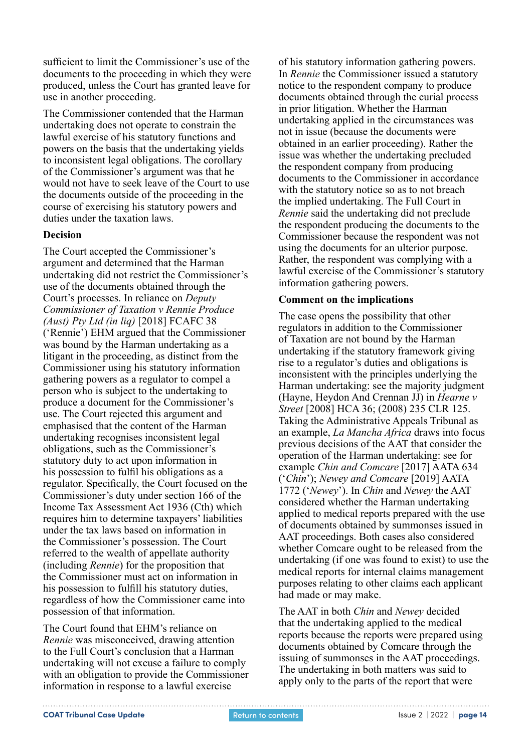sufficient to limit the Commissioner's use of the documents to the proceeding in which they were produced, unless the Court has granted leave for use in another proceeding.

The Commissioner contended that the Harman undertaking does not operate to constrain the lawful exercise of his statutory functions and powers on the basis that the undertaking yields to inconsistent legal obligations. The corollary of the Commissioner's argument was that he would not have to seek leave of the Court to use the documents outside of the proceeding in the course of exercising his statutory powers and duties under the taxation laws.

**Decision**

The Court accepted the Commissioner's argument and determined that the Harman undertaking did not restrict the Commissioner's use of the documents obtained through the Court's processes. In reliance on *Deputy Commissioner of Taxation v Rennie Produce (Aust) Pty Ltd (in liq)* [2018] FCAFC 38 ('Rennie') EHM argued that the Commissioner was bound by the Harman undertaking as a litigant in the proceeding, as distinct from the Commissioner using his statutory information gathering powers as a regulator to compel a person who is subject to the undertaking to produce a document for the Commissioner's use. The Court rejected this argument and emphasised that the content of the Harman undertaking recognises inconsistent legal obligations, such as the Commissioner's statutory duty to act upon information in his possession to fulfil his obligations as a regulator. Specifically, the Court focused on the Commissioner's duty under section 166 of the Income Tax Assessment Act 1936 (Cth) which requires him to determine taxpayers' liabilities under the tax laws based on information in the Commissioner's possession. The Court referred to the wealth of appellate authority (including *Rennie*) for the proposition that the Commissioner must act on information in his possession to fulfill his statutory duties, regardless of how the Commissioner came into possession of that information.

The Court found that EHM's reliance on *Rennie* was misconceived, drawing attention to the Full Court's conclusion that a Harman undertaking will not excuse a failure to comply with an obligation to provide the Commissioner information in response to a lawful exercise of his statutory information gathering powers. In *Rennie* the Commissioner issued a statutory notice to the respondent company to produce documents obtained through the curial process in prior litigation. Whether the Harman undertaking applied in the circumstances was not in issue (because the documents were obtained in an earlier proceeding). Rather the issue was whether the undertaking precluded the respondent company from producing documents to the Commissioner in accordance with the statutory notice so as to not breach the implied undertaking. The Full Court in *Rennie* said the undertaking did not preclude the respondent producing the documents to the Commissioner because the respondent was not using the documents for an ulterior purpose. Rather, the respondent was complying with a lawful exercise of the Commissioner's statutory information gathering powers.

**Comment on the implications**

The case opens the possibility that other regulators in addition to the Commissioner of Taxation are not bound by the Harman undertaking if the statutory framework giving rise to a regulator's duties and obligations is inconsistent with the principles underlying the Harman undertaking: see the majority judgment (Hayne, Heydon And Crennan JJ) in *Hearne v Street* [2008] HCA 36; (2008) 235 CLR 125. Taking the Administrative Appeals Tribunal as an example, *La Mancha Africa* draws into focus previous decisions of the AAT that consider the operation of the Harman undertaking: see for example *Chin and Comcare* [2017] AATA 634 ('*Chin*'); *Newey and Comcare* [2019] AATA 1772 ('*Newey*'). In *Chin* and *Newey* the AAT considered whether the Harman undertaking applied to medical reports prepared with the use of documents obtained by summonses issued in AAT proceedings. Both cases also considered whether Comcare ought to be released from the undertaking (if one was found to exist) to use the medical reports for internal claims management purposes relating to other claims each applicant had made or may make.

The AAT in both *Chin* and *Newey* decided that the undertaking applied to the medical reports because the reports were prepared using documents obtained by Comcare through the issuing of summonses in the AAT proceedings. The undertaking in both matters was said to apply only to the parts of the report that were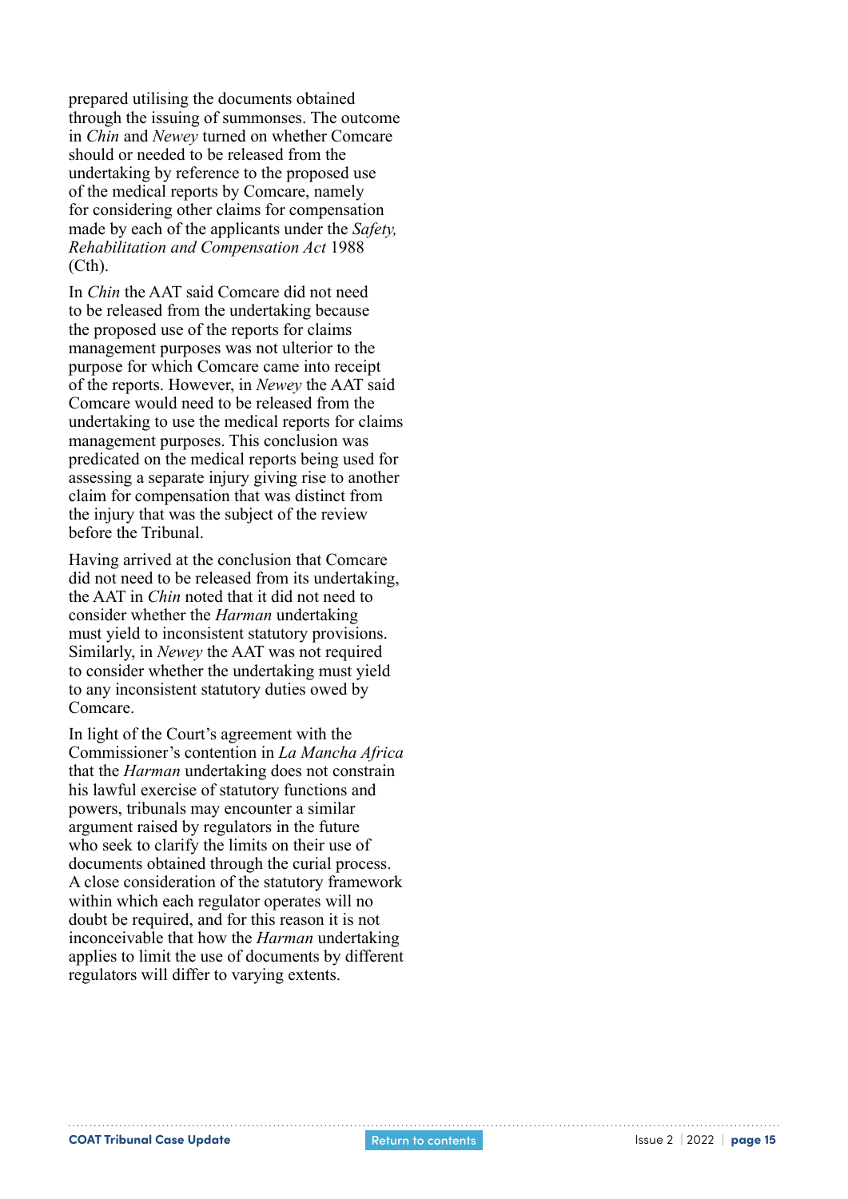prepared utilising the documents obtained through the issuing of summonses. The outcome in *Chin* and *Newey* turned on whether Comcare should or needed to be released from the undertaking by reference to the proposed use of the medical reports by Comcare, namely for considering other claims for compensation made by each of the applicants under the *Safety, Rehabilitation and Compensation Act* 1988 (Cth).

In *Chin* the AAT said Comcare did not need to be released from the undertaking because the proposed use of the reports for claims management purposes was not ulterior to the purpose for which Comcare came into receipt of the reports. However, in *Newey* the AAT said Comcare would need to be released from the undertaking to use the medical reports for claims management purposes. This conclusion was predicated on the medical reports being used for assessing a separate injury giving rise to another claim for compensation that was distinct from the injury that was the subject of the review before the Tribunal.

Having arrived at the conclusion that Comcare did not need to be released from its undertaking, the AAT in *Chin* noted that it did not need to consider whether the *Harman* undertaking must yield to inconsistent statutory provisions. Similarly, in *Newey* the AAT was not required to consider whether the undertaking must yield to any inconsistent statutory duties owed by Comcare.

In light of the Court's agreement with the Commissioner's contention in *La Mancha Africa* that the *Harman* undertaking does not constrain his lawful exercise of statutory functions and powers, tribunals may encounter a similar argument raised by regulators in the future who seek to clarify the limits on their use of documents obtained through the curial process. A close consideration of the statutory framework within which each regulator operates will no doubt be required, and for this reason it is not inconceivable that how the *Harman* undertaking applies to limit the use of documents by different regulators will differ to varying extents.